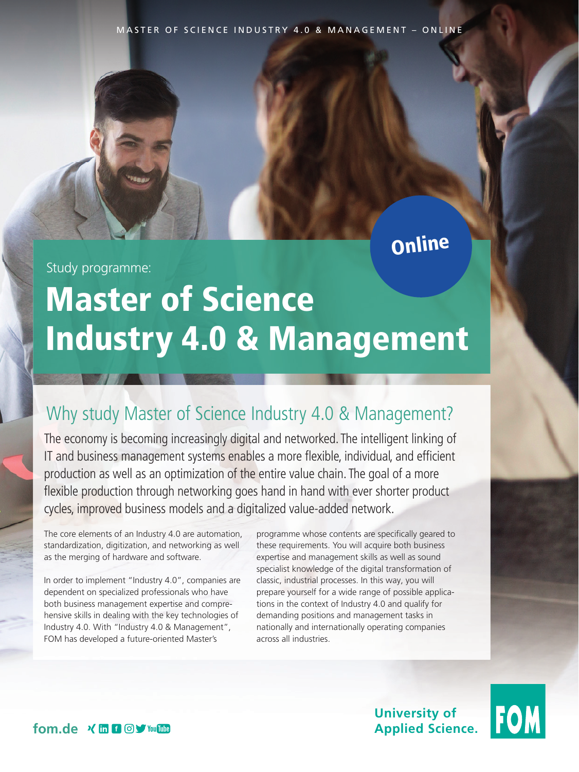Online

Study programme:

# Master of Science Industry 4.0 & Management

## Why study Master of Science Industry 4.0 & Management?

The economy is becoming increasingly digital and networked. The intelligent linking of IT and business management systems enables a more flexible, individual, and efficient production as well as an optimization of the entire value chain. The goal of a more flexible production through networking goes hand in hand with ever shorter product cycles, improved business models and a digitalized value-added network.

The core elements of an Industry 4.0 are automation, standardization, digitization, and networking as well as the merging of hardware and software.

In order to implement "Industry 4.0", companies are dependent on specialized professionals who have both business management expertise and comprehensive skills in dealing with the key technologies of Industry 4.0. With "Industry 4.0 & Management", FOM has developed a future-oriented Master's programme whose contents are specifically geared to these requirements. You will acquire both business expertise and management skills as well as sound specialist knowledge of the digital transformation of classic, industrial processes. In this way, you will prepare yourself for a wide range of possible applications in the context of Industry 4.0 and qualify for demanding positions and management tasks in nationally and internationally operating companies across all industries.

fom.de

University of Applied Science. FOM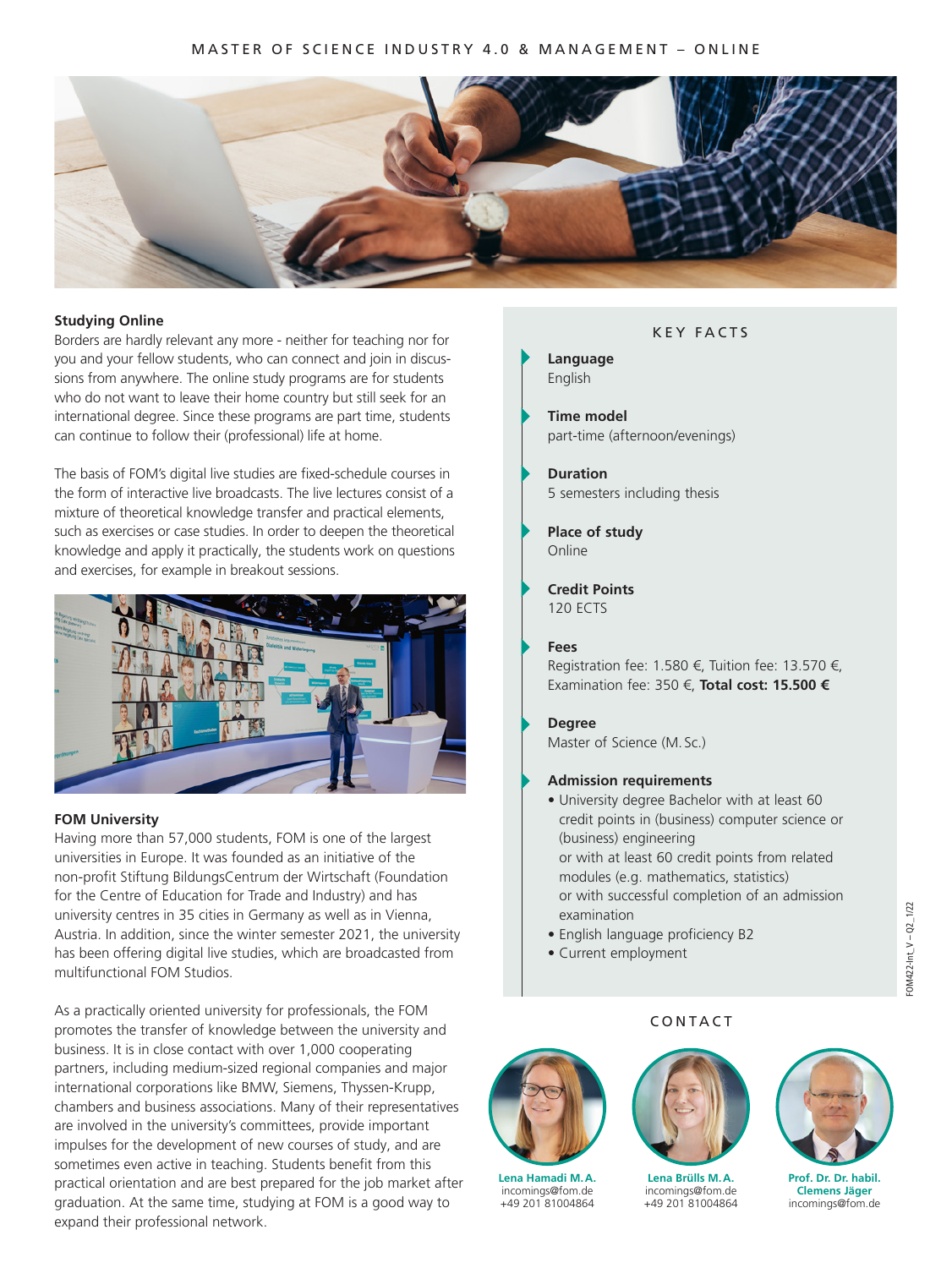MASTER OF SCIENCE INDUSTRY 4.0 & MANAGEMENT – ONLINE

### Studying Online

Borders are hardly relevant any more - neither for teaching nor for you and your fellow students, who can connect and join in discussions from anywhere. The online study programs are for students who do not want to leave their home country but still seek for an international degree. Since these programs are part time, students can continue to follow their (professional) life at home.

The basis of FOM's digital live studies are fixed-schedule courses in the form of interactive live broadcasts. The live lectures consist of a mixture of theoretical knowledge transfer and practical elements, such as exercises or case studies. In order to deepen the theoretical knowledge and apply it practically, the students work on questions and exercises, for example in breakout sessions.

### FOM University

Having more than 57,000 students, FOM is one of the largest universities in Europe. It was founded as an initiative of the non-profit Stiftung BildungsCentrum der Wirtschaft (Foundation for the Centre of Education for Trade and Industry) and has university centres in 35 cities in Germany as well as in Vienna, Austria. In addition, since the winter semester 2021, the university has been offering digital live studies, which are broadcasted from multifunctional FOM Studios.

As a practically oriented university for professionals, the FOM promotes the transfer of knowledge between the university and business. It is in close contact with over 1,000 cooperating partners, including medium-sized regional companies and major international corporations like BMW, Siemens, Thyssen-Krupp, chambers and business associations. Many of their representatives are involved in the university's committees, provide important impulses for the development of new courses of study, and are sometimes even active in teaching. Students benefit from this practical orientation and are best prepared for the job market after graduation. At the same time, studying at FOM is a good way to expand their professional network.

## KEY FACTS

**Language**
English

**Time model**
part-time (afternoon/evenings)

**Duration**
5 semesters including thesis

**Place of study**
Online

**Credit Points**
120 ECTS

**Fees**
Registration fee: 1.580 €, Tuition fee: 13.570 €, Examination fee: 350 €, **Total cost: 15.500 €**

**Degree**
Master of Science (M. Sc.)

**Admission requirements**

- University degree Bachelor with at least 60 credit points in (business) computer science or (business) engineering
  or with at least 60 credit points from related modules (e.g. mathematics, statistics)
  or with successful completion of an admission examination
- English language proficiency B2
- Current employment

## CONTACT

**Lena Hamadi M. A.**
incomings@fom.de
+49 201 81004864

**Lena Brülls M. A.**
incomings@fom.de
+49 201 81004864

**Prof. Dr. Dr. habil. Clemens Jäger**
incomings@fom.de

FOM422-Int_V – Q2_1/22